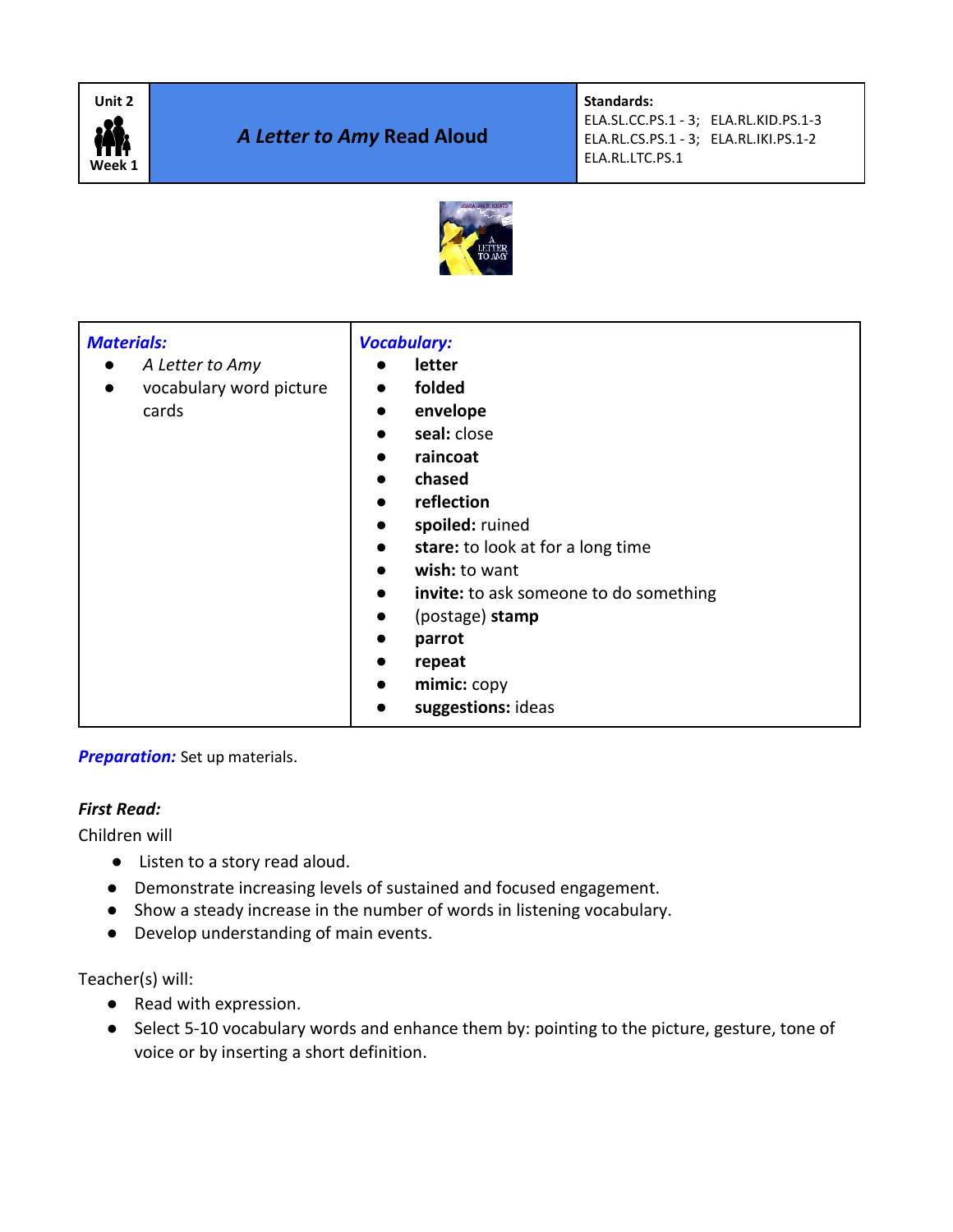| Unit 2 Week 1 | ***A Letter to Amy* Read Aloud** | **Standards:** ELA.SL.CC.PS.1 - 3; ELA.RL.KID.PS.1-3 ELA.RL.CS.PS.1 - 3; ELA.RL.IKI.PS.1-2 ELA.RL.LTC.PS.1 |
|---|---|---|

| ***Materials:*** | ***Vocabulary:*** |
|---|---|
| • *A Letter to Amy*<br>• vocabulary word picture cards | • **letter**<br>• **folded**<br>• **envelope**<br>• **seal:** close<br>• **raincoat**<br>• **chased**<br>• **reflection**<br>• **spoiled:** ruined<br>• **stare:** to look at for a long time<br>• **wish:** to want<br>• **invite:** to ask someone to do something<br>• (postage) **stamp**<br>• **parrot**<br>• **repeat**<br>• **mimic:** copy<br>• **suggestions:** ideas |

***Preparation:*** Set up materials.

***First Read:***

Children will

- Listen to a story read aloud.
- Demonstrate increasing levels of sustained and focused engagement.
- Show a steady increase in the number of words in listening vocabulary.
- Develop understanding of main events.

Teacher(s) will:

- Read with expression.
- Select 5-10 vocabulary words and enhance them by: pointing to the picture, gesture, tone of voice or by inserting a short definition.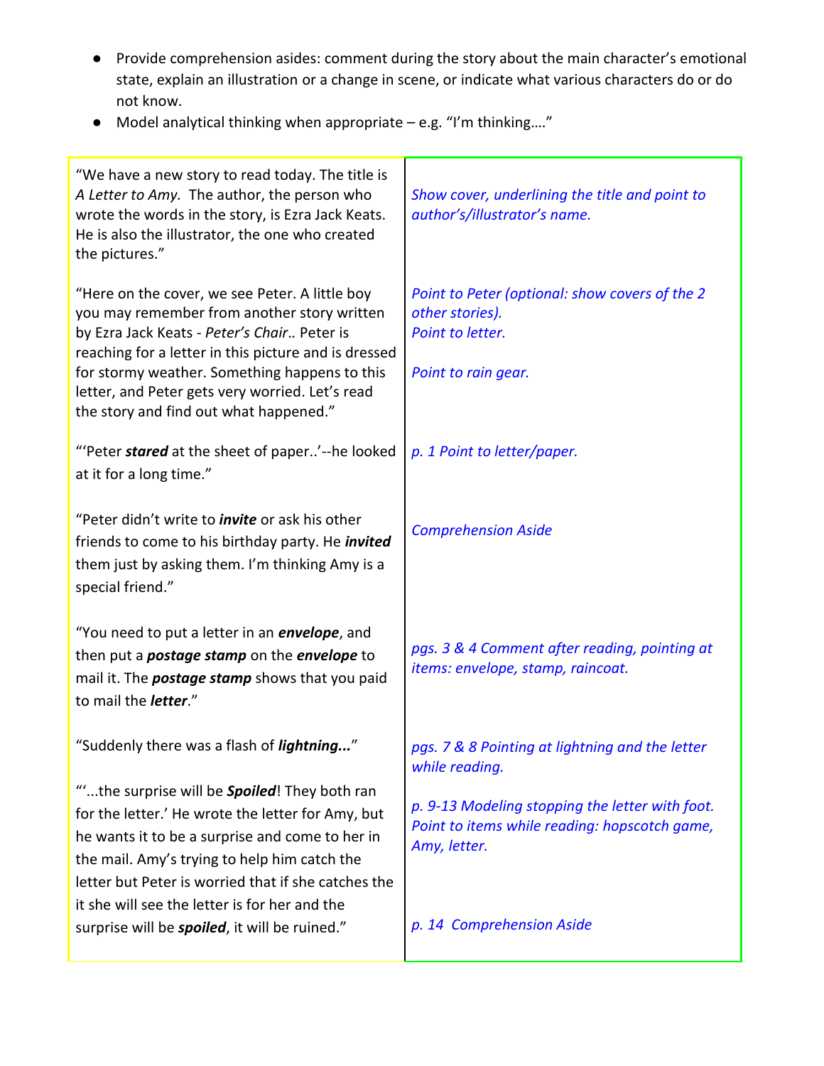- Provide comprehension asides: comment during the story about the main character's emotional state, explain an illustration or a change in scene, or indicate what various characters do or do not know.
- Model analytical thinking when appropriate – e.g. "I'm thinking…."

| | |
|---|---|
| "We have a new story to read today. The title is *A Letter to Amy.* The author, the person who wrote the words in the story, is Ezra Jack Keats. He is also the illustrator, the one who created the pictures." | *Show cover, underlining the title and point to author's/illustrator's name.* |
| "Here on the cover, we see Peter. A little boy you may remember from another story written by Ezra Jack Keats - *Peter's Chair*.. Peter is reaching for a letter in this picture and is dressed for stormy weather. Something happens to this letter, and Peter gets very worried. Let's read the story and find out what happened." | *Point to Peter (optional: show covers of the 2 other stories).*<br>*Point to letter.*<br><br>*Point to rain gear.* |
| "'Peter ***stared*** at the sheet of paper..'--he looked at it for a long time." | *p. 1 Point to letter/paper.* |
| "Peter didn't write to ***invite*** or ask his other friends to come to his birthday party. He ***invited*** them just by asking them. I'm thinking Amy is a special friend." | *Comprehension Aside* |
| "You need to put a letter in an ***envelope***, and then put a ***postage stamp*** on the ***envelope*** to mail it. The ***postage stamp*** shows that you paid to mail the ***letter***." | *pgs. 3 & 4 Comment after reading, pointing at items: envelope, stamp, raincoat.* |
| "Suddenly there was a flash of ***lightning...***" | *pgs. 7 & 8 Pointing at lightning and the letter while reading.* |
| "'...the surprise will be ***Spoiled***! They both ran for the letter.' He wrote the letter for Amy, but he wants it to be a surprise and come to her in the mail. Amy's trying to help him catch the letter but Peter is worried that if she catches the it she will see the letter is for her and the surprise will be ***spoiled***, it will be ruined." | *p. 9-13 Modeling stopping the letter with foot. Point to items while reading: hopscotch game, Amy, letter.*<br><br>*p. 14 Comprehension Aside* |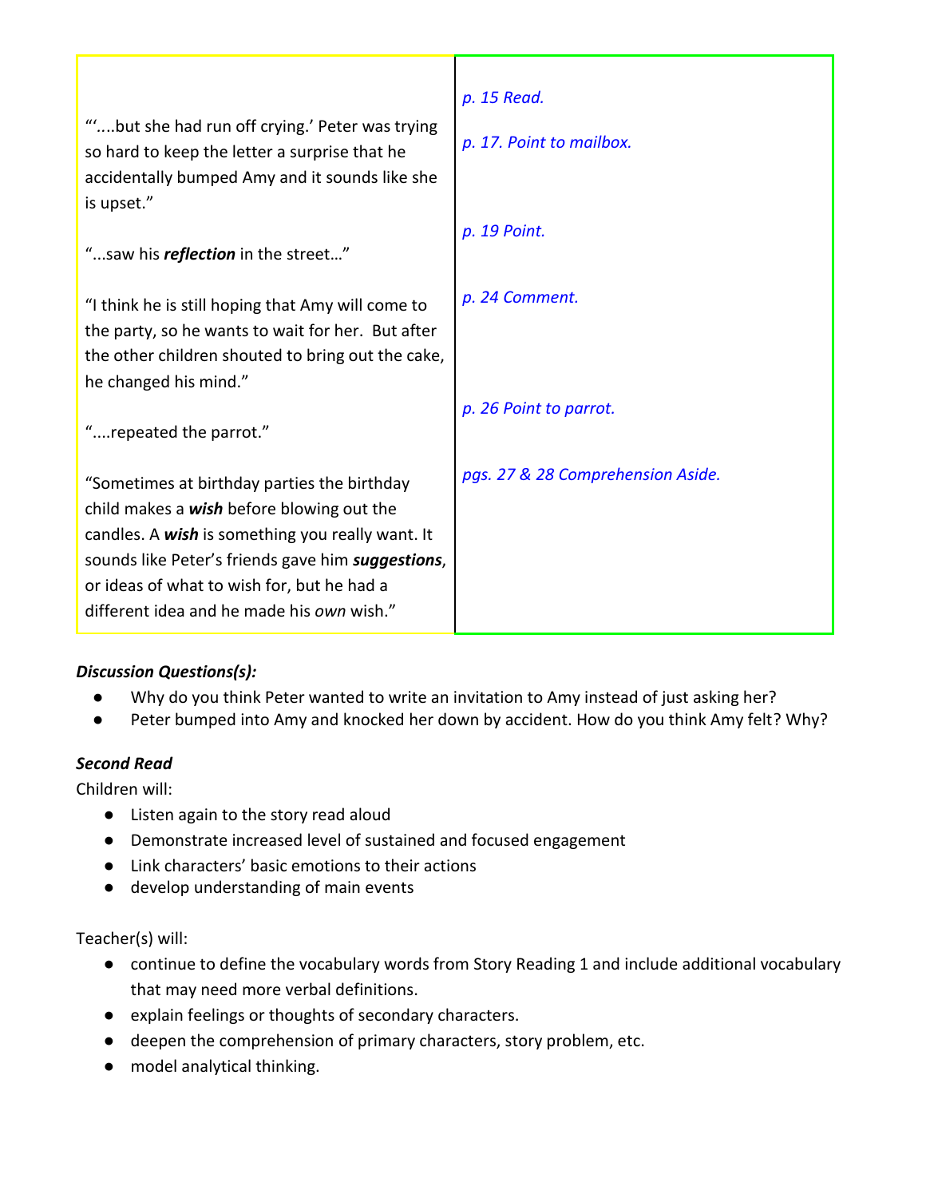| | |
|---|---|
| "'....but she had run off crying.' Peter was trying so hard to keep the letter a surprise that he accidentally bumped Amy and it sounds like she is upset." | *p. 15 Read.*<br><br>*p. 17. Point to mailbox.* |
| "...saw his ***reflection*** in the street…" | *p. 19 Point.* |
| "I think he is still hoping that Amy will come to the party, so he wants to wait for her. But after the other children shouted to bring out the cake, he changed his mind." | *p. 24 Comment.* |
| "....repeated the parrot." | *p. 26 Point to parrot.* |
| "Sometimes at birthday parties the birthday child makes a ***wish*** before blowing out the candles. A ***wish*** is something you really want. It sounds like Peter's friends gave him ***suggestions***, or ideas of what to wish for, but he had a different idea and he made his *own* wish." | *pgs. 27 & 28 Comprehension Aside.* |

***Discussion Questions(s):***

- Why do you think Peter wanted to write an invitation to Amy instead of just asking her?
- Peter bumped into Amy and knocked her down by accident. How do you think Amy felt? Why?

***Second Read***

Children will:

- Listen again to the story read aloud
- Demonstrate increased level of sustained and focused engagement
- Link characters' basic emotions to their actions
- develop understanding of main events

Teacher(s) will:

- continue to define the vocabulary words from Story Reading 1 and include additional vocabulary that may need more verbal definitions.
- explain feelings or thoughts of secondary characters.
- deepen the comprehension of primary characters, story problem, etc.
- model analytical thinking.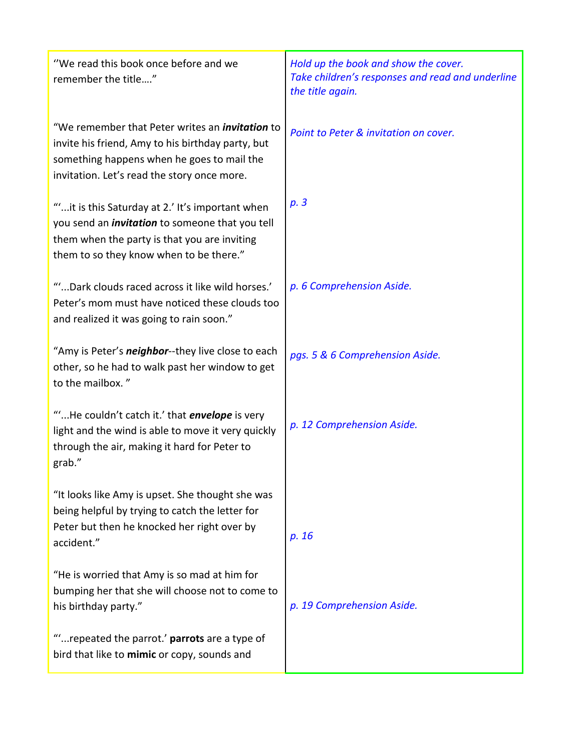| | |
|---|---|
| "We read this book once before and we remember the title…." | *Hold up the book and show the cover. Take children's responses and read and underline the title again.* |
| "We remember that Peter writes an ***invitation*** to invite his friend, Amy to his birthday party, but something happens when he goes to mail the invitation. Let's read the story once more. | *Point to Peter & invitation on cover.* |
| "'...it is this Saturday at 2.' It's important when you send an ***invitation*** to someone that you tell them when the party is that you are inviting them to so they know when to be there." | *p. 3* |
| "'...Dark clouds raced across it like wild horses.' Peter's mom must have noticed these clouds too and realized it was going to rain soon." | *p. 6 Comprehension Aside.* |
| "Amy is Peter's ***neighbor***--they live close to each other, so he had to walk past her window to get to the mailbox. " | *pgs. 5 & 6 Comprehension Aside.* |
| "'...He couldn't catch it.' that ***envelope*** is very light and the wind is able to move it very quickly through the air, making it hard for Peter to grab." | *p. 12 Comprehension Aside.* |
| "It looks like Amy is upset. She thought she was being helpful by trying to catch the letter for Peter but then he knocked her right over by accident." | *p. 16* |
| "He is worried that Amy is so mad at him for bumping her that she will choose not to come to his birthday party." | *p. 19 Comprehension Aside.* |
| "'...repeated the parrot.' **parrots** are a type of bird that like to **mimic** or copy, sounds and | |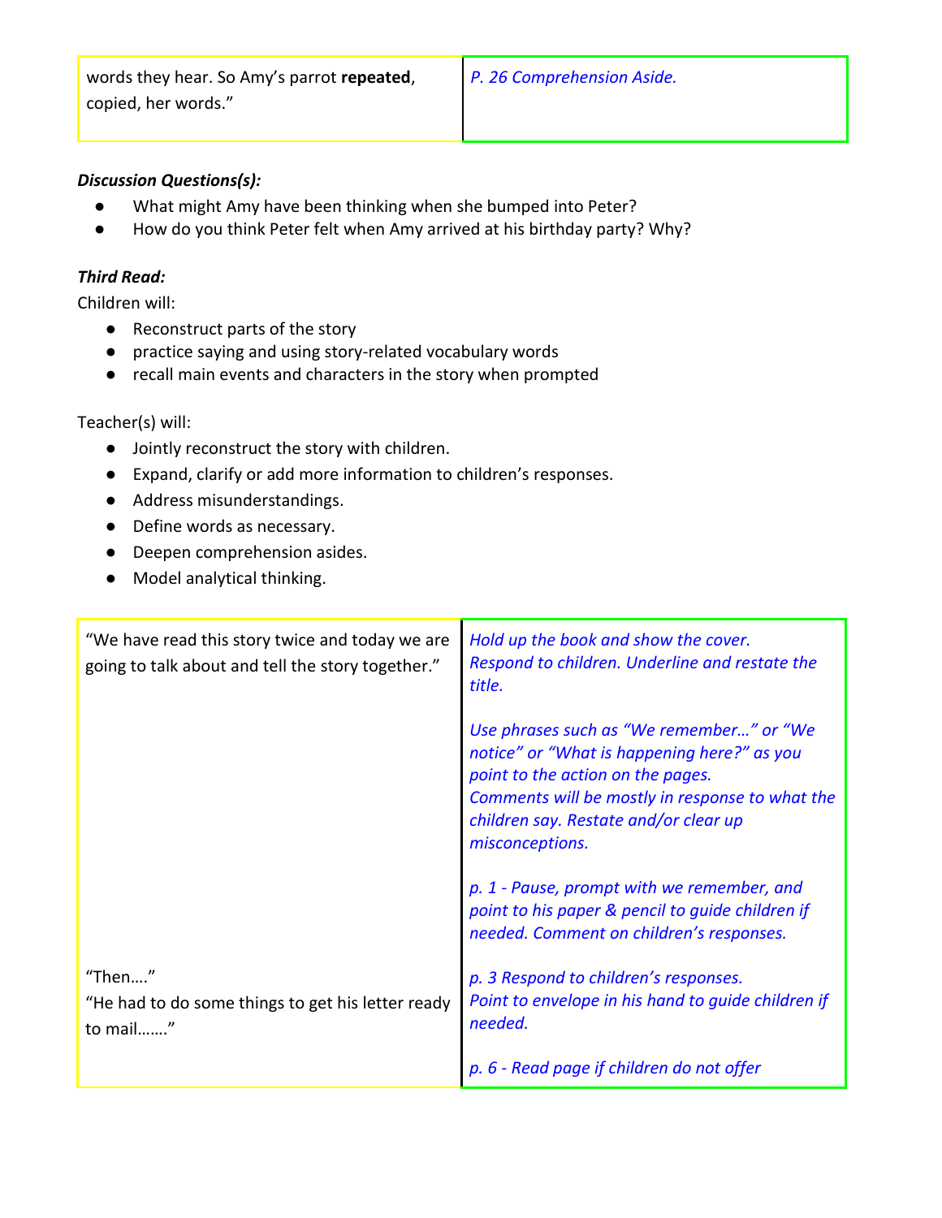| | |
|---|---|
| words they hear. So Amy's parrot **repeated**, copied, her words." | *P. 26 Comprehension Aside.* |

***Discussion Questions(s):***

- What might Amy have been thinking when she bumped into Peter?
- How do you think Peter felt when Amy arrived at his birthday party? Why?

***Third Read:***

Children will:

- Reconstruct parts of the story
- practice saying and using story-related vocabulary words
- recall main events and characters in the story when prompted

Teacher(s) will:

- Jointly reconstruct the story with children.
- Expand, clarify or add more information to children's responses.
- Address misunderstandings.
- Define words as necessary.
- Deepen comprehension asides.
- Model analytical thinking.

| | |
|---|---|
| "We have read this story twice and today we are going to talk about and tell the story together." | *Hold up the book and show the cover. Respond to children. Underline and restate the title.*<br><br>*Use phrases such as "We remember…" or "We notice" or "What is happening here?" as you point to the action on the pages. Comments will be mostly in response to what the children say. Restate and/or clear up misconceptions.*<br><br>*p. 1 - Pause, prompt with we remember, and point to his paper & pencil to guide children if needed. Comment on children's responses.* |
| "Then…."<br>"He had to do some things to get his letter ready to mail……." | *p. 3 Respond to children's responses. Point to envelope in his hand to guide children if needed.*<br><br>*p. 6 - Read page if children do not offer* |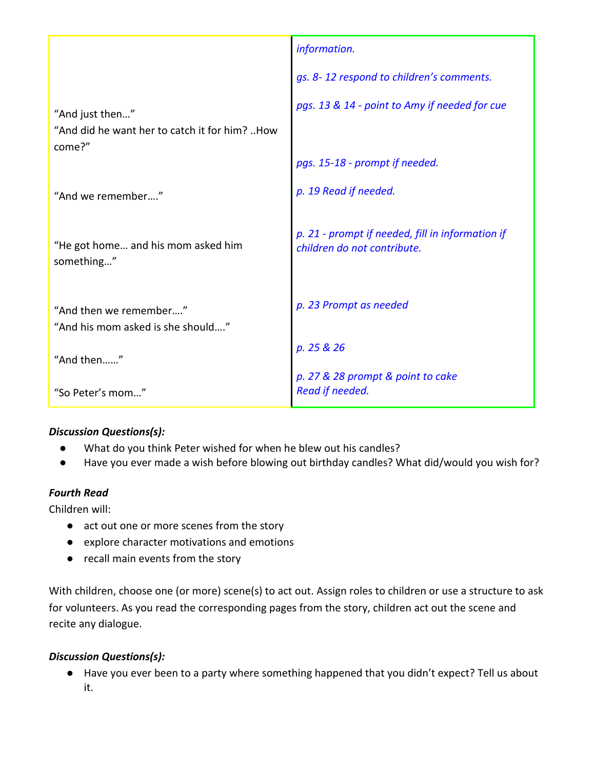| | |
|---|---|
| | *information.* |
| | *gs. 8- 12 respond to children's comments.* |
| "And just then…"<br>"And did he want her to catch it for him? ..How come?" | *pgs. 13 & 14 - point to Amy if needed for cue* |
| | *pgs. 15-18 - prompt if needed.* |
| "And we remember…." | *p. 19 Read if needed.* |
| "He got home… and his mom asked him something…" | *p. 21 - prompt if needed, fill in information if children do not contribute.* |
| "And then we remember…."<br>"And his mom asked is she should…." | *p. 23 Prompt as needed* |
| "And then……" | *p. 25 & 26* |
| "So Peter's mom…" | *p. 27 & 28 prompt & point to cake*<br>*Read if needed.* |

***Discussion Questions(s):***

- What do you think Peter wished for when he blew out his candles?
- Have you ever made a wish before blowing out birthday candles? What did/would you wish for?

***Fourth Read***

Children will:

- act out one or more scenes from the story
- explore character motivations and emotions
- recall main events from the story

With children, choose one (or more) scene(s) to act out. Assign roles to children or use a structure to ask for volunteers. As you read the corresponding pages from the story, children act out the scene and recite any dialogue.

***Discussion Questions(s):***

- Have you ever been to a party where something happened that you didn't expect? Tell us about it.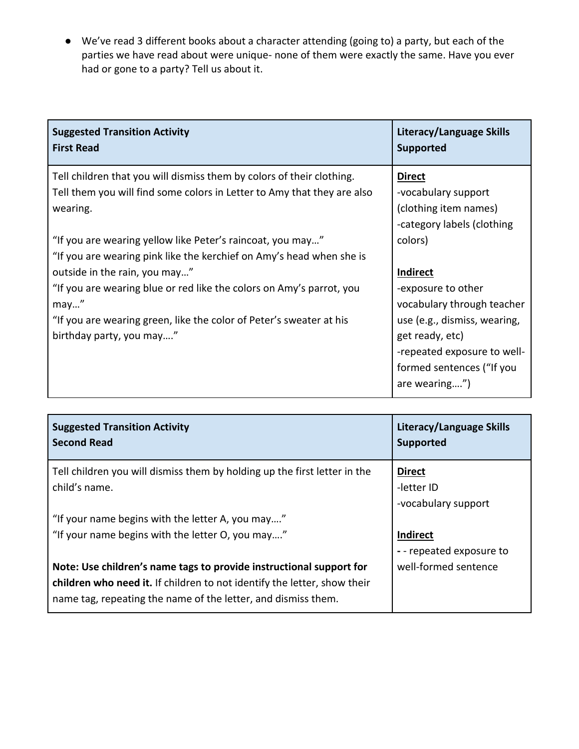- We've read 3 different books about a character attending (going to) a party, but each of the parties we have read about were unique- none of them were exactly the same. Have you ever had or gone to a party? Tell us about it.

| **Suggested Transition Activity**<br>**First Read** | **Literacy/Language Skills Supported** |
|---|---|
| Tell children that you will dismiss them by colors of their clothing. Tell them you will find some colors in Letter to Amy that they are also wearing.<br><br>"If you are wearing yellow like Peter's raincoat, you may…"<br>"If you are wearing pink like the kerchief on Amy's head when she is outside in the rain, you may…"<br>"If you are wearing blue or red like the colors on Amy's parrot, you may…"<br>"If you are wearing green, like the color of Peter's sweater at his birthday party, you may…." | **<u>Direct</u>**<br>-vocabulary support (clothing item names)<br>-category labels (clothing colors)<br><br>**<u>Indirect</u>**<br>-exposure to other vocabulary through teacher use (e.g., dismiss, wearing, get ready, etc)<br>-repeated exposure to well-formed sentences ("If you are wearing….") |

| **Suggested Transition Activity**<br>**Second Read** | **Literacy/Language Skills Supported** |
|---|---|
| Tell children you will dismiss them by holding up the first letter in the child's name.<br><br>"If your name begins with the letter A, you may…."<br>"If your name begins with the letter O, you may…."<br><br>**Note: Use children's name tags to provide instructional support for children who need it.** If children to not identify the letter, show their name tag, repeating the name of the letter, and dismiss them. | **<u>Direct</u>**<br>-letter ID<br>-vocabulary support<br><br>**<u>Indirect</u>**<br>- - repeated exposure to well-formed sentence |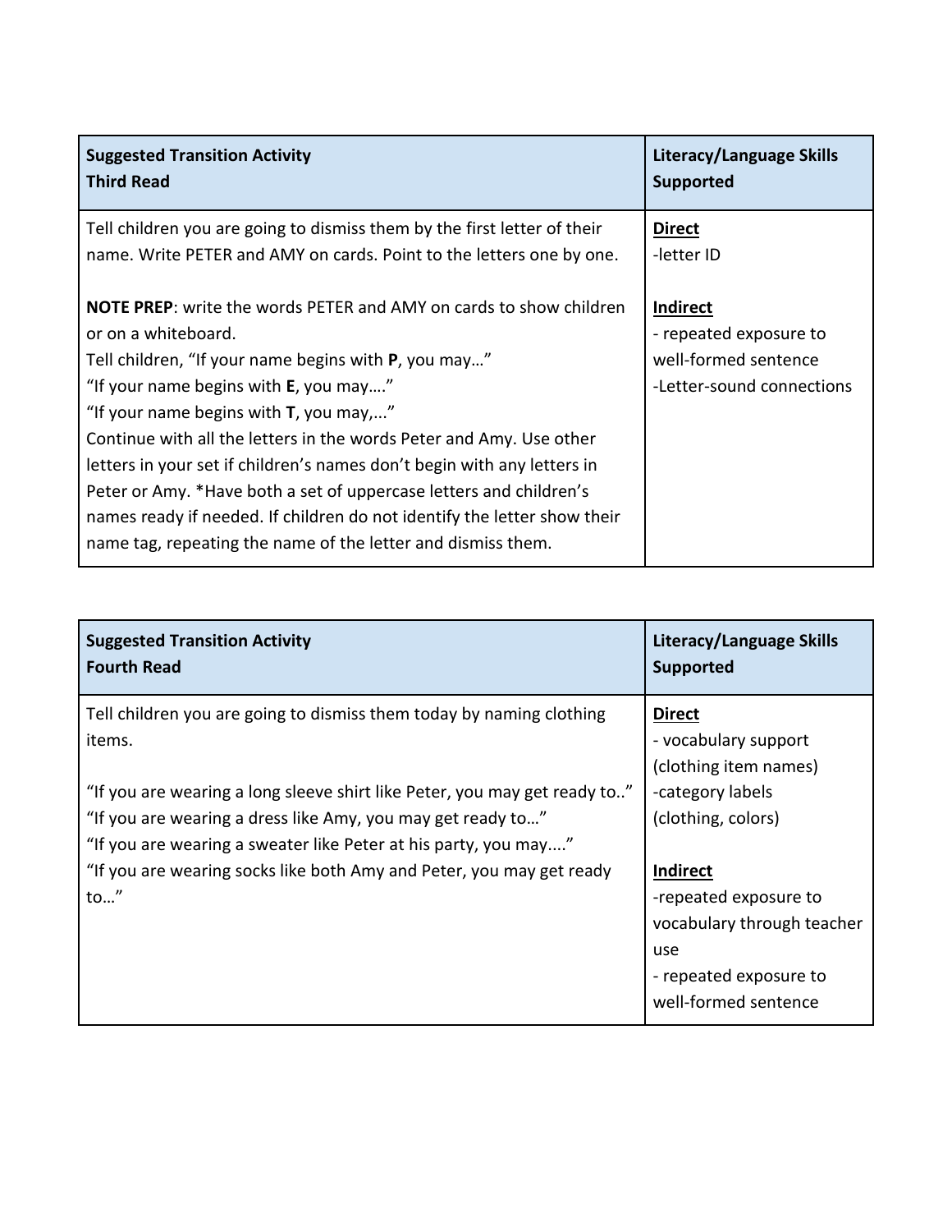| **Suggested Transition Activity**<br>**Third Read** | **Literacy/Language Skills Supported** |
|---|---|
| Tell children you are going to dismiss them by the first letter of their name. Write PETER and AMY on cards. Point to the letters one by one.<br><br>**NOTE PREP**: write the words PETER and AMY on cards to show children or on a whiteboard.<br>Tell children, "If your name begins with **P**, you may…"<br>"If your name begins with **E**, you may…."<br>"If your name begins with **T**, you may,..."<br>Continue with all the letters in the words Peter and Amy. Use other letters in your set if children's names don't begin with any letters in Peter or Amy. *Have both a set of uppercase letters and children's names ready if needed. If children do not identify the letter show their name tag, repeating the name of the letter and dismiss them. | <u>**Direct**</u><br>-letter ID<br><br><u>**Indirect**</u><br>- repeated exposure to well-formed sentence<br>-Letter-sound connections |

| **Suggested Transition Activity**<br>**Fourth Read** | **Literacy/Language Skills Supported** |
|---|---|
| Tell children you are going to dismiss them today by naming clothing items.<br><br>"If you are wearing a long sleeve shirt like Peter, you may get ready to.."<br>"If you are wearing a dress like Amy, you may get ready to…"<br>"If you are wearing a sweater like Peter at his party, you may...."<br>"If you are wearing socks like both Amy and Peter, you may get ready to…" | <u>**Direct**</u><br>- vocabulary support (clothing item names)<br>-category labels (clothing, colors)<br><br><u>**Indirect**</u><br>-repeated exposure to vocabulary through teacher use<br>- repeated exposure to well-formed sentence |